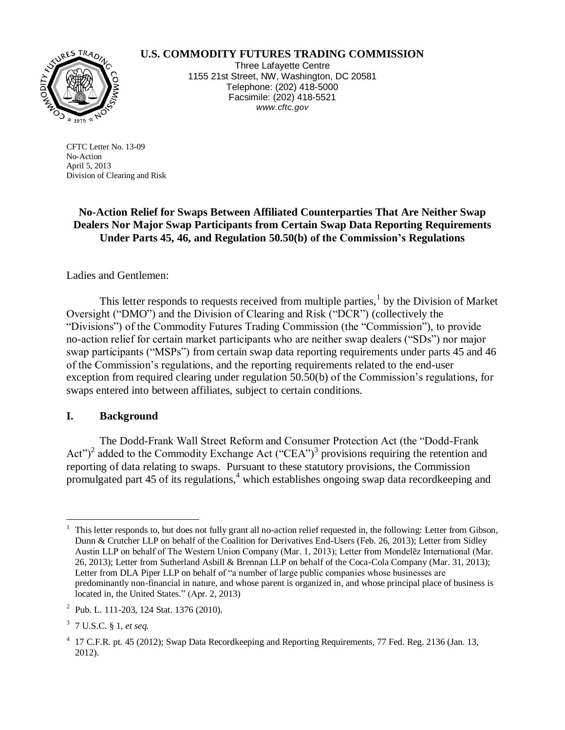**U.S. COMMODITY FUTURES TRADING COMMISSION**

Three Lafayette Centre
1155 21st Street, NW, Washington, DC 20581
Telephone: (202) 418-5000
Facsimile: (202) 418-5521
*www.cftc.gov*

CFTC Letter No. 13-09
No-Action
April 5, 2013
Division of Clearing and Risk

## No-Action Relief for Swaps Between Affiliated Counterparties That Are Neither Swap Dealers Nor Major Swap Participants from Certain Swap Data Reporting Requirements Under Parts 45, 46, and Regulation 50.50(b) of the Commission's Regulations

Ladies and Gentlemen:

This letter responds to requests received from multiple parties,[1] by the Division of Market Oversight ("DMO") and the Division of Clearing and Risk ("DCR") (collectively the "Divisions") of the Commodity Futures Trading Commission (the "Commission"), to provide no-action relief for certain market participants who are neither swap dealers ("SDs") nor major swap participants ("MSPs") from certain swap data reporting requirements under parts 45 and 46 of the Commission's regulations, and the reporting requirements related to the end-user exception from required clearing under regulation 50.50(b) of the Commission's regulations, for swaps entered into between affiliates, subject to certain conditions.

## I. Background

The Dodd-Frank Wall Street Reform and Consumer Protection Act (the "Dodd-Frank Act")[2] added to the Commodity Exchange Act ("CEA")[3] provisions requiring the retention and reporting of data relating to swaps. Pursuant to these statutory provisions, the Commission promulgated part 45 of its regulations,[4] which establishes ongoing swap data recordkeeping and

---

[1] This letter responds to, but does not fully grant all no-action relief requested in, the following: Letter from Gibson, Dunn & Crutcher LLP on behalf of the Coalition for Derivatives End-Users (Feb. 26, 2013); Letter from Sidley Austin LLP on behalf of The Western Union Company (Mar. 1, 2013); Letter from Mondelēz International (Mar. 26, 2013); Letter from Sutherland Asbill & Brennan LLP on behalf of the Coca-Cola Company (Mar. 31, 2013); Letter from DLA Piper LLP on behalf of "a number of large public companies whose businesses are predominantly non-financial in nature, and whose parent is organized in, and whose principal place of business is located in, the United States." (Apr. 2, 2013)

[2] Pub. L. 111-203, 124 Stat. 1376 (2010).

[3] 7 U.S.C. § 1, *et seq.*

[4] 17 C.F.R. pt. 45 (2012); Swap Data Recordkeeping and Reporting Requirements, 77 Fed. Reg. 2136 (Jan. 13, 2012).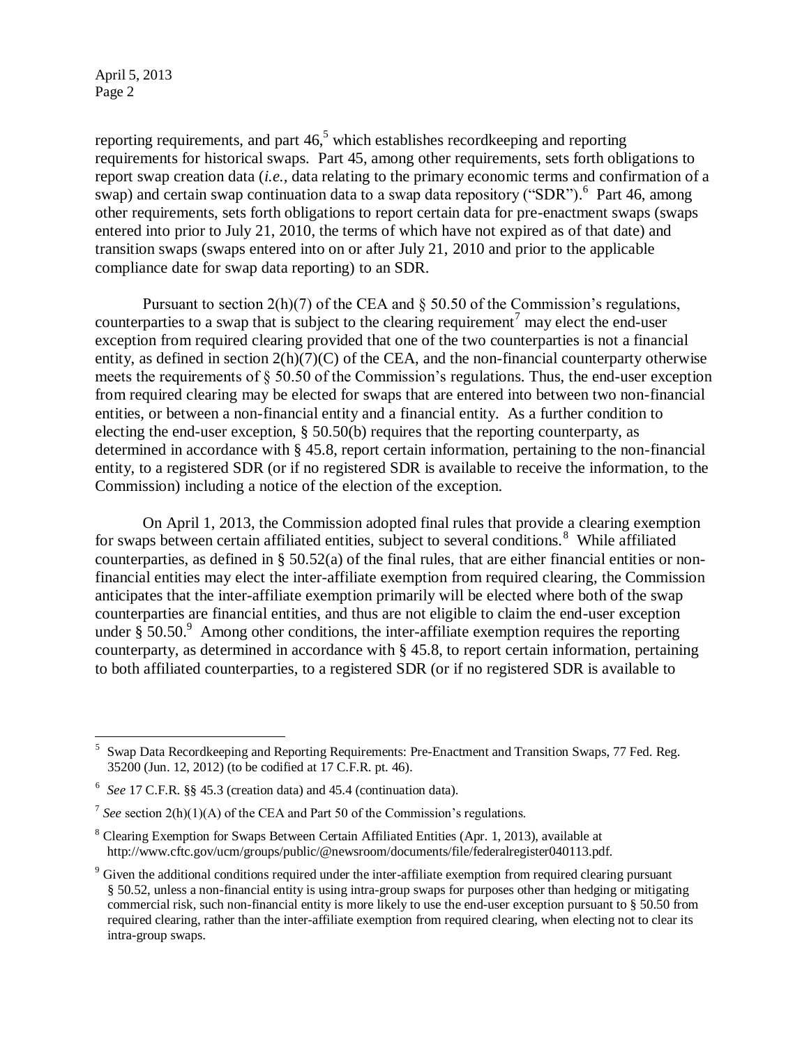reporting requirements, and part 46,[5] which establishes recordkeeping and reporting requirements for historical swaps. Part 45, among other requirements, sets forth obligations to report swap creation data (*i.e.*, data relating to the primary economic terms and confirmation of a swap) and certain swap continuation data to a swap data repository ("SDR").[6] Part 46, among other requirements, sets forth obligations to report certain data for pre-enactment swaps (swaps entered into prior to July 21, 2010, the terms of which have not expired as of that date) and transition swaps (swaps entered into on or after July 21, 2010 and prior to the applicable compliance date for swap data reporting) to an SDR.

Pursuant to section 2(h)(7) of the CEA and § 50.50 of the Commission's regulations, counterparties to a swap that is subject to the clearing requirement[7] may elect the end-user exception from required clearing provided that one of the two counterparties is not a financial entity, as defined in section 2(h)(7)(C) of the CEA, and the non-financial counterparty otherwise meets the requirements of § 50.50 of the Commission's regulations. Thus, the end-user exception from required clearing may be elected for swaps that are entered into between two non-financial entities, or between a non-financial entity and a financial entity. As a further condition to electing the end-user exception, § 50.50(b) requires that the reporting counterparty, as determined in accordance with § 45.8, report certain information, pertaining to the non-financial entity, to a registered SDR (or if no registered SDR is available to receive the information, to the Commission) including a notice of the election of the exception.

On April 1, 2013, the Commission adopted final rules that provide a clearing exemption for swaps between certain affiliated entities, subject to several conditions.[8] While affiliated counterparties, as defined in § 50.52(a) of the final rules, that are either financial entities or non-financial entities may elect the inter-affiliate exemption from required clearing, the Commission anticipates that the inter-affiliate exemption primarily will be elected where both of the swap counterparties are financial entities, and thus are not eligible to claim the end-user exception under § 50.50.[9] Among other conditions, the inter-affiliate exemption requires the reporting counterparty, as determined in accordance with § 45.8, to report certain information, pertaining to both affiliated counterparties, to a registered SDR (or if no registered SDR is available to

---

[5] Swap Data Recordkeeping and Reporting Requirements: Pre-Enactment and Transition Swaps, 77 Fed. Reg. 35200 (Jun. 12, 2012) (to be codified at 17 C.F.R. pt. 46).

[6] *See* 17 C.F.R. §§ 45.3 (creation data) and 45.4 (continuation data).

[7] *See* section 2(h)(1)(A) of the CEA and Part 50 of the Commission's regulations.

[8] Clearing Exemption for Swaps Between Certain Affiliated Entities (Apr. 1, 2013), available at http://www.cftc.gov/ucm/groups/public/@newsroom/documents/file/federalregister040113.pdf.

[9] Given the additional conditions required under the inter-affiliate exemption from required clearing pursuant § 50.52, unless a non-financial entity is using intra-group swaps for purposes other than hedging or mitigating commercial risk, such non-financial entity is more likely to use the end-user exception pursuant to § 50.50 from required clearing, rather than the inter-affiliate exemption from required clearing, when electing not to clear its intra-group swaps.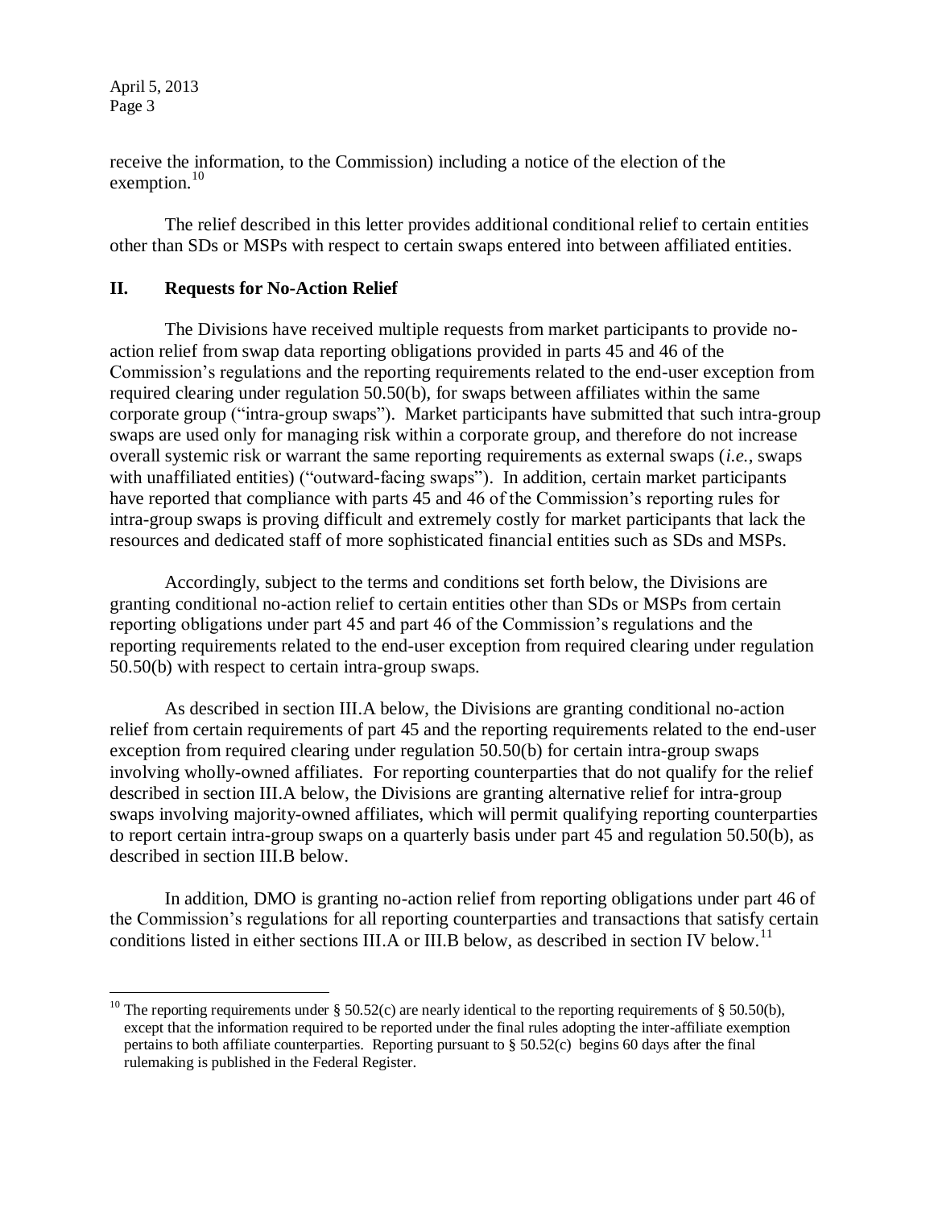receive the information, to the Commission) including a notice of the election of the exemption.[10]

The relief described in this letter provides additional conditional relief to certain entities other than SDs or MSPs with respect to certain swaps entered into between affiliated entities.

## II. Requests for No-Action Relief

The Divisions have received multiple requests from market participants to provide no-action relief from swap data reporting obligations provided in parts 45 and 46 of the Commission's regulations and the reporting requirements related to the end-user exception from required clearing under regulation 50.50(b), for swaps between affiliates within the same corporate group ("intra-group swaps"). Market participants have submitted that such intra-group swaps are used only for managing risk within a corporate group, and therefore do not increase overall systemic risk or warrant the same reporting requirements as external swaps (*i.e.*, swaps with unaffiliated entities) ("outward-facing swaps"). In addition, certain market participants have reported that compliance with parts 45 and 46 of the Commission's reporting rules for intra-group swaps is proving difficult and extremely costly for market participants that lack the resources and dedicated staff of more sophisticated financial entities such as SDs and MSPs.

Accordingly, subject to the terms and conditions set forth below, the Divisions are granting conditional no-action relief to certain entities other than SDs or MSPs from certain reporting obligations under part 45 and part 46 of the Commission's regulations and the reporting requirements related to the end-user exception from required clearing under regulation 50.50(b) with respect to certain intra-group swaps.

As described in section III.A below, the Divisions are granting conditional no-action relief from certain requirements of part 45 and the reporting requirements related to the end-user exception from required clearing under regulation 50.50(b) for certain intra-group swaps involving wholly-owned affiliates. For reporting counterparties that do not qualify for the relief described in section III.A below, the Divisions are granting alternative relief for intra-group swaps involving majority-owned affiliates, which will permit qualifying reporting counterparties to report certain intra-group swaps on a quarterly basis under part 45 and regulation 50.50(b), as described in section III.B below.

In addition, DMO is granting no-action relief from reporting obligations under part 46 of the Commission's regulations for all reporting counterparties and transactions that satisfy certain conditions listed in either sections III.A or III.B below, as described in section IV below.[11]

---

[10] The reporting requirements under § 50.52(c) are nearly identical to the reporting requirements of § 50.50(b), except that the information required to be reported under the final rules adopting the inter-affiliate exemption pertains to both affiliate counterparties. Reporting pursuant to § 50.52(c) begins 60 days after the final rulemaking is published in the Federal Register.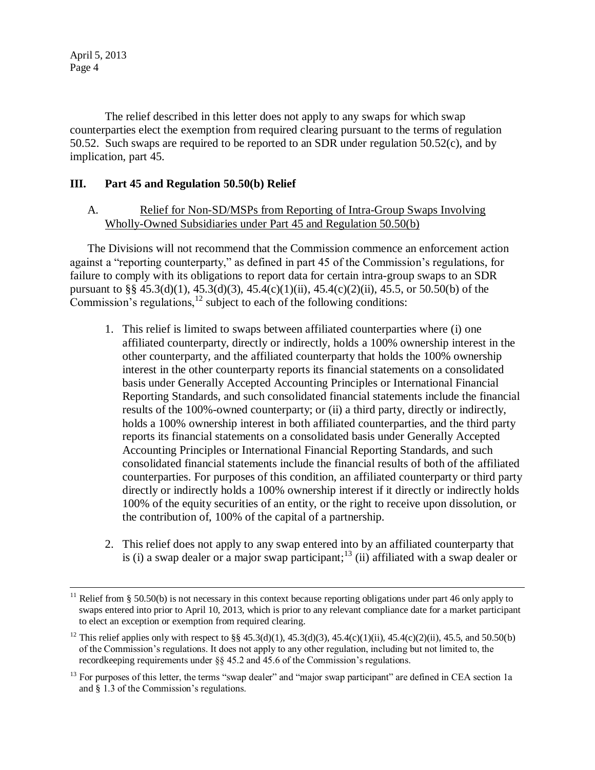The relief described in this letter does not apply to any swaps for which swap counterparties elect the exemption from required clearing pursuant to the terms of regulation 50.52. Such swaps are required to be reported to an SDR under regulation 50.52(c), and by implication, part 45.

## III. Part 45 and Regulation 50.50(b) Relief

### A. Relief for Non-SD/MSPs from Reporting of Intra-Group Swaps Involving Wholly-Owned Subsidiaries under Part 45 and Regulation 50.50(b)

The Divisions will not recommend that the Commission commence an enforcement action against a "reporting counterparty," as defined in part 45 of the Commission's regulations, for failure to comply with its obligations to report data for certain intra-group swaps to an SDR pursuant to §§ 45.3(d)(1), 45.3(d)(3), 45.4(c)(1)(ii), 45.4(c)(2)(ii), 45.5, or 50.50(b) of the Commission's regulations,[12] subject to each of the following conditions:

1. This relief is limited to swaps between affiliated counterparties where (i) one affiliated counterparty, directly or indirectly, holds a 100% ownership interest in the other counterparty, and the affiliated counterparty that holds the 100% ownership interest in the other counterparty reports its financial statements on a consolidated basis under Generally Accepted Accounting Principles or International Financial Reporting Standards, and such consolidated financial statements include the financial results of the 100%-owned counterparty; or (ii) a third party, directly or indirectly, holds a 100% ownership interest in both affiliated counterparties, and the third party reports its financial statements on a consolidated basis under Generally Accepted Accounting Principles or International Financial Reporting Standards, and such consolidated financial statements include the financial results of both of the affiliated counterparties. For purposes of this condition, an affiliated counterparty or third party directly or indirectly holds a 100% ownership interest if it directly or indirectly holds 100% of the equity securities of an entity, or the right to receive upon dissolution, or the contribution of, 100% of the capital of a partnership.

2. This relief does not apply to any swap entered into by an affiliated counterparty that is (i) a swap dealer or a major swap participant;[13] (ii) affiliated with a swap dealer or

---

[11] Relief from § 50.50(b) is not necessary in this context because reporting obligations under part 46 only apply to swaps entered into prior to April 10, 2013, which is prior to any relevant compliance date for a market participant to elect an exception or exemption from required clearing.

[12] This relief applies only with respect to §§ 45.3(d)(1), 45.3(d)(3), 45.4(c)(1)(ii), 45.4(c)(2)(ii), 45.5, and 50.50(b) of the Commission's regulations. It does not apply to any other regulation, including but not limited to, the recordkeeping requirements under §§ 45.2 and 45.6 of the Commission's regulations.

[13] For purposes of this letter, the terms "swap dealer" and "major swap participant" are defined in CEA section 1a and § 1.3 of the Commission's regulations.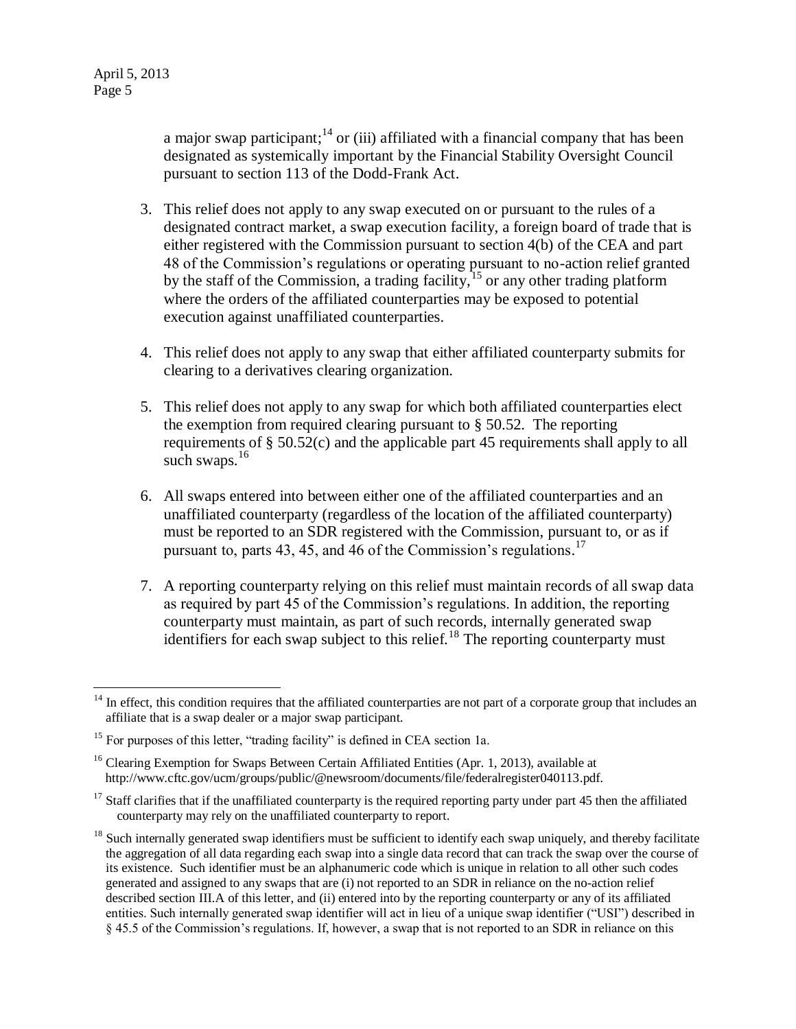a major swap participant;[14] or (iii) affiliated with a financial company that has been designated as systemically important by the Financial Stability Oversight Council pursuant to section 113 of the Dodd-Frank Act.

3. This relief does not apply to any swap executed on or pursuant to the rules of a designated contract market, a swap execution facility, a foreign board of trade that is either registered with the Commission pursuant to section 4(b) of the CEA and part 48 of the Commission's regulations or operating pursuant to no-action relief granted by the staff of the Commission, a trading facility,[15] or any other trading platform where the orders of the affiliated counterparties may be exposed to potential execution against unaffiliated counterparties.

4. This relief does not apply to any swap that either affiliated counterparty submits for clearing to a derivatives clearing organization.

5. This relief does not apply to any swap for which both affiliated counterparties elect the exemption from required clearing pursuant to § 50.52. The reporting requirements of § 50.52(c) and the applicable part 45 requirements shall apply to all such swaps.[16]

6. All swaps entered into between either one of the affiliated counterparties and an unaffiliated counterparty (regardless of the location of the affiliated counterparty) must be reported to an SDR registered with the Commission, pursuant to, or as if pursuant to, parts 43, 45, and 46 of the Commission's regulations.[17]

7. A reporting counterparty relying on this relief must maintain records of all swap data as required by part 45 of the Commission's regulations. In addition, the reporting counterparty must maintain, as part of such records, internally generated swap identifiers for each swap subject to this relief.[18] The reporting counterparty must

---

[14] In effect, this condition requires that the affiliated counterparties are not part of a corporate group that includes an affiliate that is a swap dealer or a major swap participant.

[15] For purposes of this letter, "trading facility" is defined in CEA section 1a.

[16] Clearing Exemption for Swaps Between Certain Affiliated Entities (Apr. 1, 2013), available at http://www.cftc.gov/ucm/groups/public/@newsroom/documents/file/federalregister040113.pdf.

[17] Staff clarifies that if the unaffiliated counterparty is the required reporting party under part 45 then the affiliated counterparty may rely on the unaffiliated counterparty to report.

[18] Such internally generated swap identifiers must be sufficient to identify each swap uniquely, and thereby facilitate the aggregation of all data regarding each swap into a single data record that can track the swap over the course of its existence. Such identifier must be an alphanumeric code which is unique in relation to all other such codes generated and assigned to any swaps that are (i) not reported to an SDR in reliance on the no-action relief described section III.A of this letter, and (ii) entered into by the reporting counterparty or any of its affiliated entities. Such internally generated swap identifier will act in lieu of a unique swap identifier ("USI") described in § 45.5 of the Commission's regulations. If, however, a swap that is not reported to an SDR in reliance on this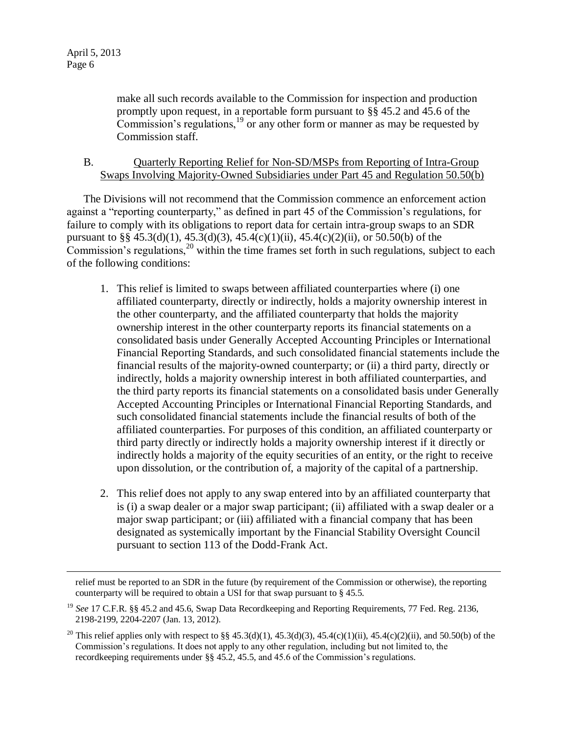make all such records available to the Commission for inspection and production promptly upon request, in a reportable form pursuant to §§ 45.2 and 45.6 of the Commission's regulations,[19] or any other form or manner as may be requested by Commission staff.

B. Quarterly Reporting Relief for Non-SD/MSPs from Reporting of Intra-Group Swaps Involving Majority-Owned Subsidiaries under Part 45 and Regulation 50.50(b)

The Divisions will not recommend that the Commission commence an enforcement action against a "reporting counterparty," as defined in part 45 of the Commission's regulations, for failure to comply with its obligations to report data for certain intra-group swaps to an SDR pursuant to §§ 45.3(d)(1), 45.3(d)(3), 45.4(c)(1)(ii), 45.4(c)(2)(ii), or 50.50(b) of the Commission's regulations,[20] within the time frames set forth in such regulations, subject to each of the following conditions:

1. This relief is limited to swaps between affiliated counterparties where (i) one affiliated counterparty, directly or indirectly, holds a majority ownership interest in the other counterparty, and the affiliated counterparty that holds the majority ownership interest in the other counterparty reports its financial statements on a consolidated basis under Generally Accepted Accounting Principles or International Financial Reporting Standards, and such consolidated financial statements include the financial results of the majority-owned counterparty; or (ii) a third party, directly or indirectly, holds a majority ownership interest in both affiliated counterparties, and the third party reports its financial statements on a consolidated basis under Generally Accepted Accounting Principles or International Financial Reporting Standards, and such consolidated financial statements include the financial results of both of the affiliated counterparties. For purposes of this condition, an affiliated counterparty or third party directly or indirectly holds a majority ownership interest if it directly or indirectly holds a majority of the equity securities of an entity, or the right to receive upon dissolution, or the contribution of, a majority of the capital of a partnership.

2. This relief does not apply to any swap entered into by an affiliated counterparty that is (i) a swap dealer or a major swap participant; (ii) affiliated with a swap dealer or a major swap participant; or (iii) affiliated with a financial company that has been designated as systemically important by the Financial Stability Oversight Council pursuant to section 113 of the Dodd-Frank Act.

---

relief must be reported to an SDR in the future (by requirement of the Commission or otherwise), the reporting counterparty will be required to obtain a USI for that swap pursuant to § 45.5.

[19] *See* 17 C.F.R. §§ 45.2 and 45.6, Swap Data Recordkeeping and Reporting Requirements, 77 Fed. Reg. 2136, 2198-2199, 2204-2207 (Jan. 13, 2012).

[20] This relief applies only with respect to §§ 45.3(d)(1), 45.3(d)(3), 45.4(c)(1)(ii), 45.4(c)(2)(ii), and 50.50(b) of the Commission's regulations. It does not apply to any other regulation, including but not limited to, the recordkeeping requirements under §§ 45.2, 45.5, and 45.6 of the Commission's regulations.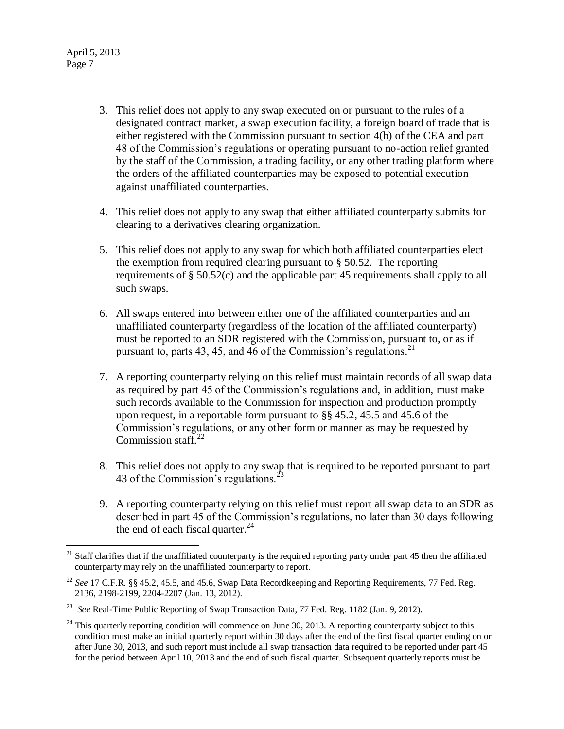3. This relief does not apply to any swap executed on or pursuant to the rules of a designated contract market, a swap execution facility, a foreign board of trade that is either registered with the Commission pursuant to section 4(b) of the CEA and part 48 of the Commission's regulations or operating pursuant to no-action relief granted by the staff of the Commission, a trading facility, or any other trading platform where the orders of the affiliated counterparties may be exposed to potential execution against unaffiliated counterparties.

4. This relief does not apply to any swap that either affiliated counterparty submits for clearing to a derivatives clearing organization.

5. This relief does not apply to any swap for which both affiliated counterparties elect the exemption from required clearing pursuant to § 50.52. The reporting requirements of § 50.52(c) and the applicable part 45 requirements shall apply to all such swaps.

6. All swaps entered into between either one of the affiliated counterparties and an unaffiliated counterparty (regardless of the location of the affiliated counterparty) must be reported to an SDR registered with the Commission, pursuant to, or as if pursuant to, parts 43, 45, and 46 of the Commission's regulations.[21]

7. A reporting counterparty relying on this relief must maintain records of all swap data as required by part 45 of the Commission's regulations and, in addition, must make such records available to the Commission for inspection and production promptly upon request, in a reportable form pursuant to §§ 45.2, 45.5 and 45.6 of the Commission's regulations, or any other form or manner as may be requested by Commission staff.[22]

8. This relief does not apply to any swap that is required to be reported pursuant to part 43 of the Commission's regulations.[23]

9. A reporting counterparty relying on this relief must report all swap data to an SDR as described in part 45 of the Commission's regulations, no later than 30 days following the end of each fiscal quarter.[24]

---

[21] Staff clarifies that if the unaffiliated counterparty is the required reporting party under part 45 then the affiliated counterparty may rely on the unaffiliated counterparty to report.

[22] *See* 17 C.F.R. §§ 45.2, 45.5, and 45.6, Swap Data Recordkeeping and Reporting Requirements, 77 Fed. Reg. 2136, 2198-2199, 2204-2207 (Jan. 13, 2012).

[23] *See* Real-Time Public Reporting of Swap Transaction Data, 77 Fed. Reg. 1182 (Jan. 9, 2012).

[24] This quarterly reporting condition will commence on June 30, 2013. A reporting counterparty subject to this condition must make an initial quarterly report within 30 days after the end of the first fiscal quarter ending on or after June 30, 2013, and such report must include all swap transaction data required to be reported under part 45 for the period between April 10, 2013 and the end of such fiscal quarter. Subsequent quarterly reports must be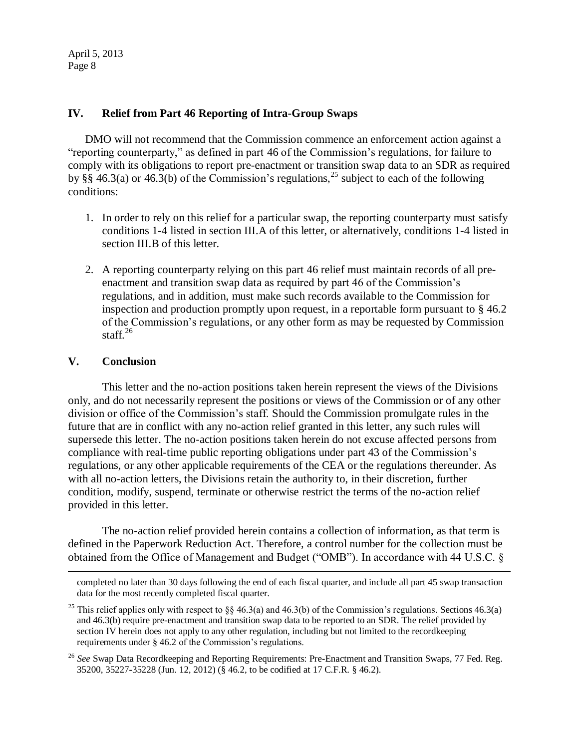## IV. Relief from Part 46 Reporting of Intra-Group Swaps

DMO will not recommend that the Commission commence an enforcement action against a "reporting counterparty," as defined in part 46 of the Commission's regulations, for failure to comply with its obligations to report pre-enactment or transition swap data to an SDR as required by §§ 46.3(a) or 46.3(b) of the Commission's regulations,[25] subject to each of the following conditions:

1. In order to rely on this relief for a particular swap, the reporting counterparty must satisfy conditions 1-4 listed in section III.A of this letter, or alternatively, conditions 1-4 listed in section III.B of this letter.
2. A reporting counterparty relying on this part 46 relief must maintain records of all pre-enactment and transition swap data as required by part 46 of the Commission's regulations, and in addition, must make such records available to the Commission for inspection and production promptly upon request, in a reportable form pursuant to § 46.2 of the Commission's regulations, or any other form as may be requested by Commission staff.[26]

## V. Conclusion

This letter and the no-action positions taken herein represent the views of the Divisions only, and do not necessarily represent the positions or views of the Commission or of any other division or office of the Commission's staff. Should the Commission promulgate rules in the future that are in conflict with any no-action relief granted in this letter, any such rules will supersede this letter. The no-action positions taken herein do not excuse affected persons from compliance with real-time public reporting obligations under part 43 of the Commission's regulations, or any other applicable requirements of the CEA or the regulations thereunder. As with all no-action letters, the Divisions retain the authority to, in their discretion, further condition, modify, suspend, terminate or otherwise restrict the terms of the no-action relief provided in this letter.

The no-action relief provided herein contains a collection of information, as that term is defined in the Paperwork Reduction Act. Therefore, a control number for the collection must be obtained from the Office of Management and Budget ("OMB"). In accordance with 44 U.S.C. §

---

completed no later than 30 days following the end of each fiscal quarter, and include all part 45 swap transaction data for the most recently completed fiscal quarter.

[25] This relief applies only with respect to §§ 46.3(a) and 46.3(b) of the Commission's regulations. Sections 46.3(a) and 46.3(b) require pre-enactment and transition swap data to be reported to an SDR. The relief provided by section IV herein does not apply to any other regulation, including but not limited to the recordkeeping requirements under § 46.2 of the Commission's regulations.

[26] *See* Swap Data Recordkeeping and Reporting Requirements: Pre-Enactment and Transition Swaps, 77 Fed. Reg. 35200, 35227-35228 (Jun. 12, 2012) (§ 46.2, to be codified at 17 C.F.R. § 46.2).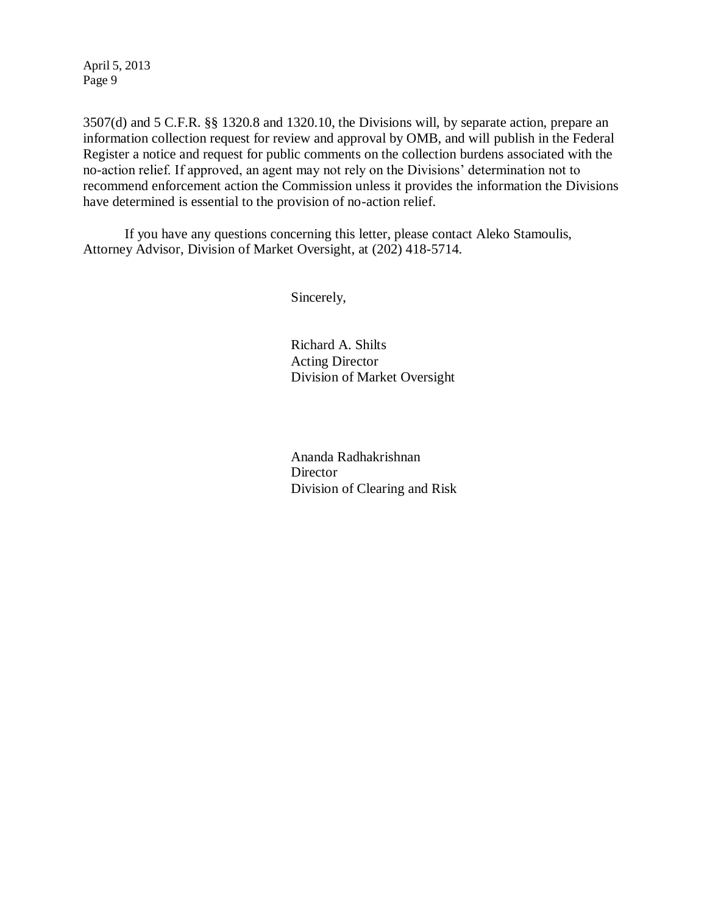3507(d) and 5 C.F.R. §§ 1320.8 and 1320.10, the Divisions will, by separate action, prepare an information collection request for review and approval by OMB, and will publish in the Federal Register a notice and request for public comments on the collection burdens associated with the no-action relief. If approved, an agent may not rely on the Divisions' determination not to recommend enforcement action the Commission unless it provides the information the Divisions have determined is essential to the provision of no-action relief.

If you have any questions concerning this letter, please contact Aleko Stamoulis, Attorney Advisor, Division of Market Oversight, at (202) 418-5714.

Sincerely,

Richard A. Shilts
Acting Director
Division of Market Oversight

Ananda Radhakrishnan
Director
Division of Clearing and Risk